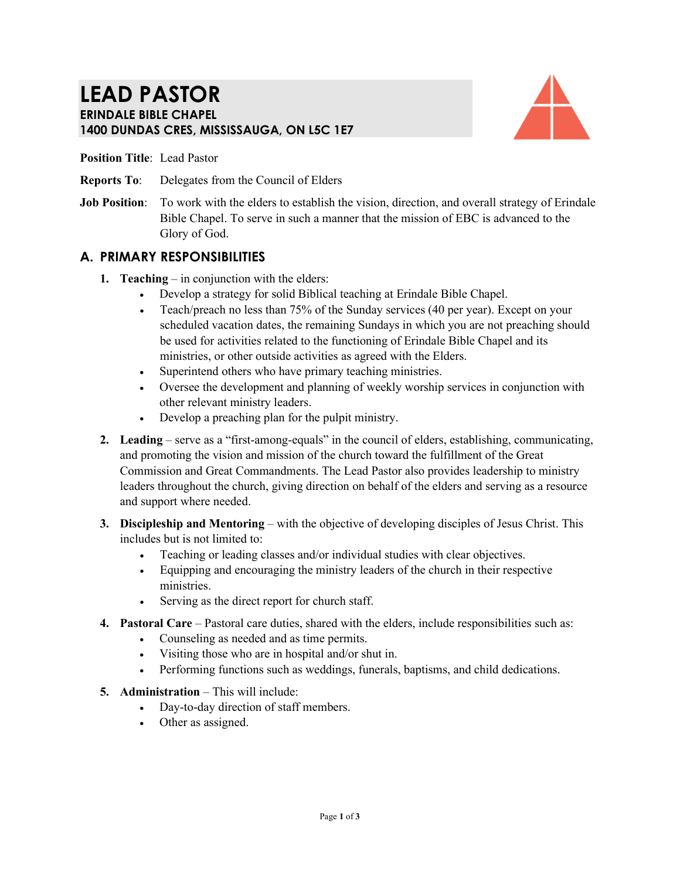# LEAD PASTOR

**ERINDALE BIBLE CHAPEL**
**1400 DUNDAS CRES, MISSISSAUGA, ON L5C 1E7**

**Position Title**: Lead Pastor

**Reports To**: Delegates from the Council of Elders

**Job Position**: To work with the elders to establish the vision, direction, and overall strategy of Erindale Bible Chapel. To serve in such a manner that the mission of EBC is advanced to the Glory of God.

## A. PRIMARY RESPONSIBILITIES

1. **Teaching** – in conjunction with the elders:
   - Develop a strategy for solid Biblical teaching at Erindale Bible Chapel.
   - Teach/preach no less than 75% of the Sunday services (40 per year). Except on your scheduled vacation dates, the remaining Sundays in which you are not preaching should be used for activities related to the functioning of Erindale Bible Chapel and its ministries, or other outside activities as agreed with the Elders.
   - Superintend others who have primary teaching ministries.
   - Oversee the development and planning of weekly worship services in conjunction with other relevant ministry leaders.
   - Develop a preaching plan for the pulpit ministry.

2. **Leading** – serve as a "first-among-equals" in the council of elders, establishing, communicating, and promoting the vision and mission of the church toward the fulfillment of the Great Commission and Great Commandments. The Lead Pastor also provides leadership to ministry leaders throughout the church, giving direction on behalf of the elders and serving as a resource and support where needed.

3. **Discipleship and Mentoring** – with the objective of developing disciples of Jesus Christ. This includes but is not limited to:
   - Teaching or leading classes and/or individual studies with clear objectives.
   - Equipping and encouraging the ministry leaders of the church in their respective ministries.
   - Serving as the direct report for church staff.

4. **Pastoral Care** – Pastoral care duties, shared with the elders, include responsibilities such as:
   - Counseling as needed and as time permits.
   - Visiting those who are in hospital and/or shut in.
   - Performing functions such as weddings, funerals, baptisms, and child dedications.

5. **Administration** – This will include:
   - Day-to-day direction of staff members.
   - Other as assigned.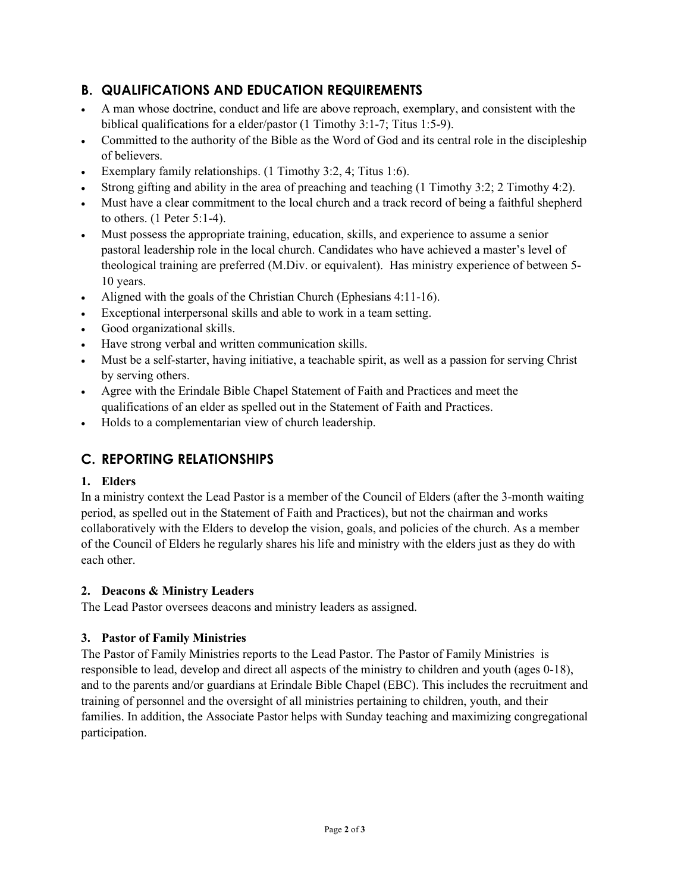## B. QUALIFICATIONS AND EDUCATION REQUIREMENTS

- A man whose doctrine, conduct and life are above reproach, exemplary, and consistent with the biblical qualifications for a elder/pastor (1 Timothy 3:1-7; Titus 1:5-9).
- Committed to the authority of the Bible as the Word of God and its central role in the discipleship of believers.
- Exemplary family relationships. (1 Timothy 3:2, 4; Titus 1:6).
- Strong gifting and ability in the area of preaching and teaching (1 Timothy 3:2; 2 Timothy 4:2).
- Must have a clear commitment to the local church and a track record of being a faithful shepherd to others. (1 Peter 5:1-4).
- Must possess the appropriate training, education, skills, and experience to assume a senior pastoral leadership role in the local church. Candidates who have achieved a master's level of theological training are preferred (M.Div. or equivalent). Has ministry experience of between 5-10 years.
- Aligned with the goals of the Christian Church (Ephesians 4:11-16).
- Exceptional interpersonal skills and able to work in a team setting.
- Good organizational skills.
- Have strong verbal and written communication skills.
- Must be a self-starter, having initiative, a teachable spirit, as well as a passion for serving Christ by serving others.
- Agree with the Erindale Bible Chapel Statement of Faith and Practices and meet the qualifications of an elder as spelled out in the Statement of Faith and Practices.
- Holds to a complementarian view of church leadership.

## C. REPORTING RELATIONSHIPS

### 1. Elders

In a ministry context the Lead Pastor is a member of the Council of Elders (after the 3-month waiting period, as spelled out in the Statement of Faith and Practices), but not the chairman and works collaboratively with the Elders to develop the vision, goals, and policies of the church. As a member of the Council of Elders he regularly shares his life and ministry with the elders just as they do with each other.

### 2. Deacons & Ministry Leaders

The Lead Pastor oversees deacons and ministry leaders as assigned.

### 3. Pastor of Family Ministries

The Pastor of Family Ministries reports to the Lead Pastor. The Pastor of Family Ministries is responsible to lead, develop and direct all aspects of the ministry to children and youth (ages 0-18), and to the parents and/or guardians at Erindale Bible Chapel (EBC). This includes the recruitment and training of personnel and the oversight of all ministries pertaining to children, youth, and their families. In addition, the Associate Pastor helps with Sunday teaching and maximizing congregational participation.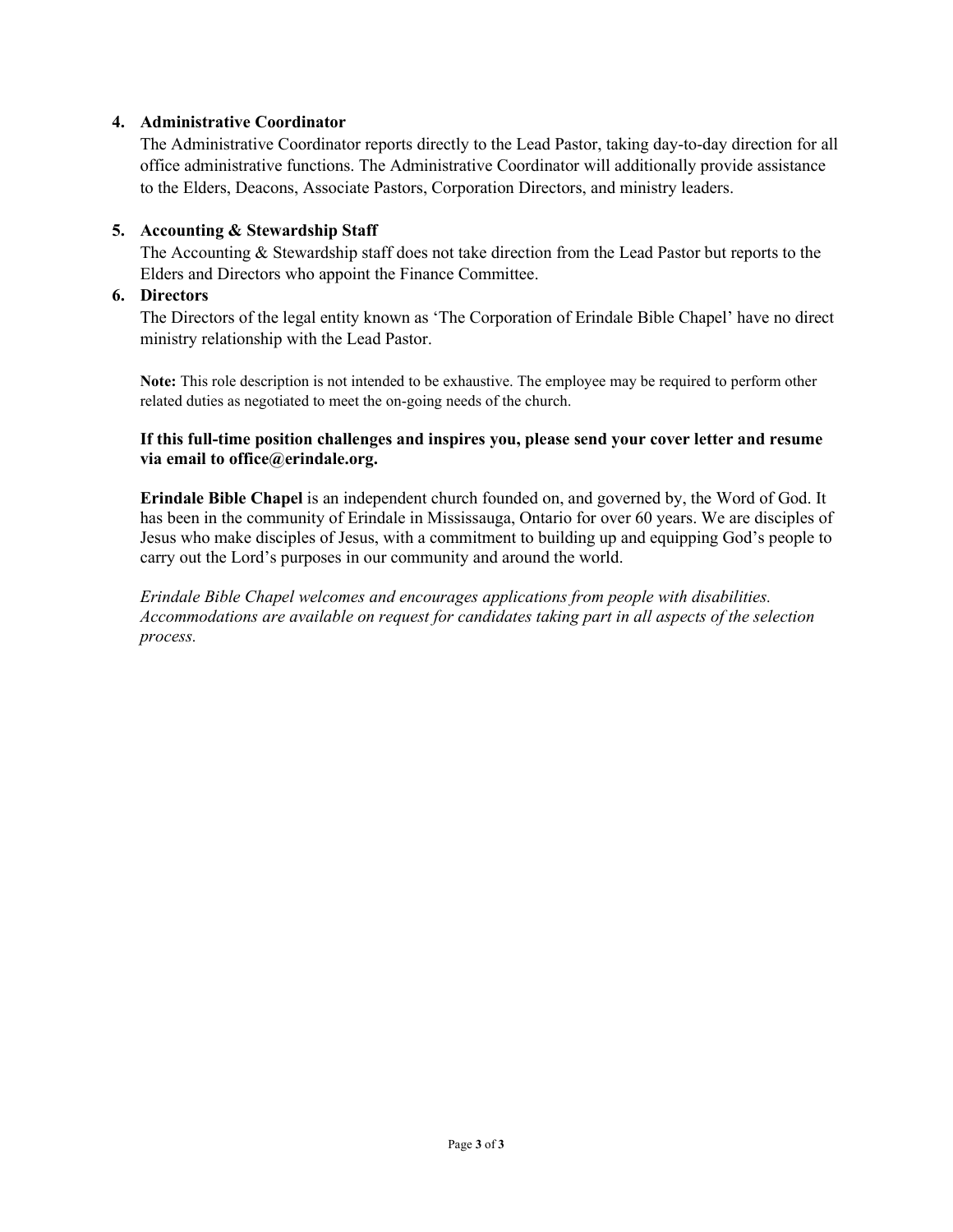4. **Administrative Coordinator**
   The Administrative Coordinator reports directly to the Lead Pastor, taking day-to-day direction for all office administrative functions. The Administrative Coordinator will additionally provide assistance to the Elders, Deacons, Associate Pastors, Corporation Directors, and ministry leaders.

5. **Accounting & Stewardship Staff**
   The Accounting & Stewardship staff does not take direction from the Lead Pastor but reports to the Elders and Directors who appoint the Finance Committee.

6. **Directors**
   The Directors of the legal entity known as 'The Corporation of Erindale Bible Chapel' have no direct ministry relationship with the Lead Pastor.

**Note:** This role description is not intended to be exhaustive. The employee may be required to perform other related duties as negotiated to meet the on-going needs of the church.

**If this full-time position challenges and inspires you, please send your cover letter and resume via email to office@erindale.org.**

**Erindale Bible Chapel** is an independent church founded on, and governed by, the Word of God. It has been in the community of Erindale in Mississauga, Ontario for over 60 years. We are disciples of Jesus who make disciples of Jesus, with a commitment to building up and equipping God's people to carry out the Lord's purposes in our community and around the world.

*Erindale Bible Chapel welcomes and encourages applications from people with disabilities. Accommodations are available on request for candidates taking part in all aspects of the selection process.*